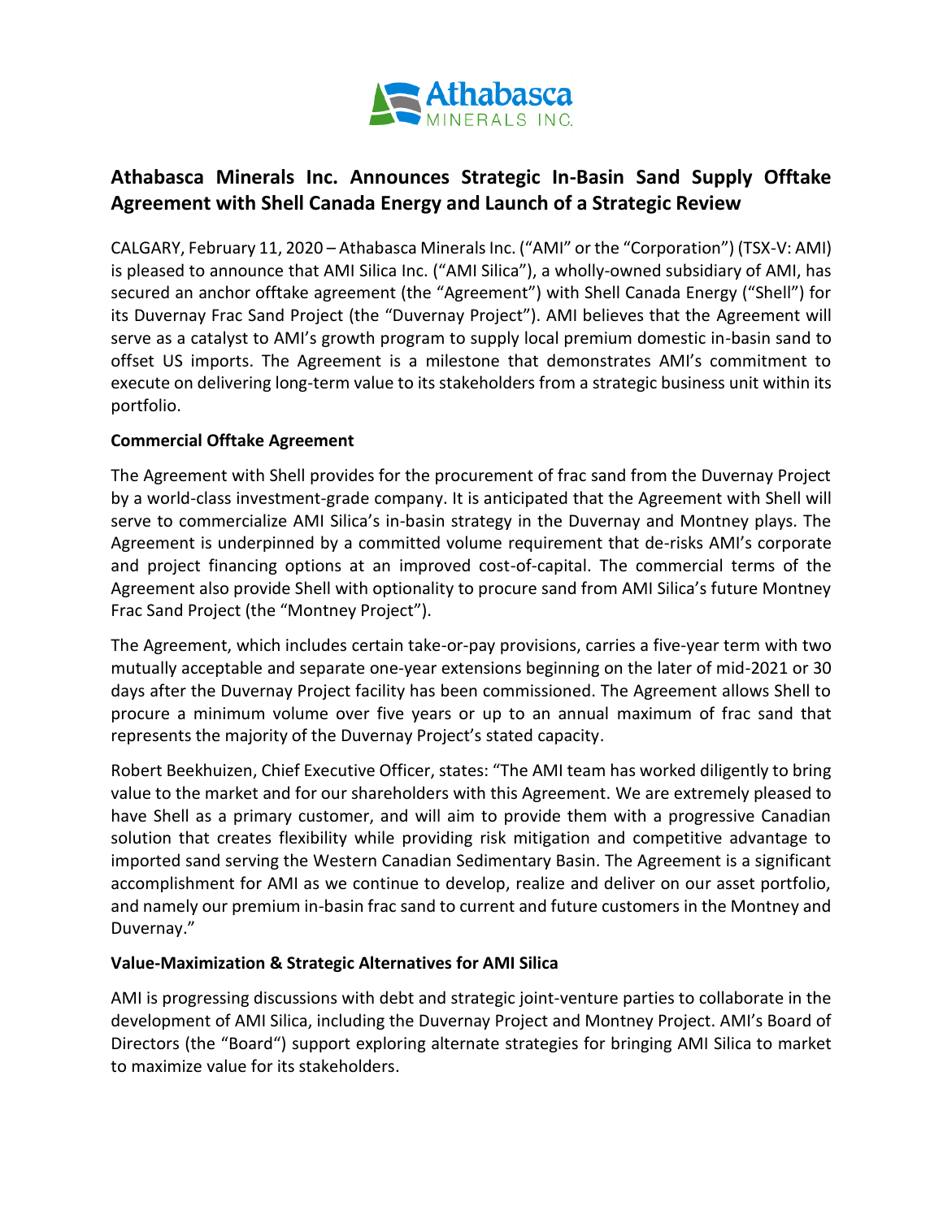Athabasca
MINERALS INC.

# Athabasca Minerals Inc. Announces Strategic In-Basin Sand Supply Offtake Agreement with Shell Canada Energy and Launch of a Strategic Review

CALGARY, February 11, 2020 – Athabasca Minerals Inc. ("AMI" or the "Corporation") (TSX-V: AMI) is pleased to announce that AMI Silica Inc. ("AMI Silica"), a wholly-owned subsidiary of AMI, has secured an anchor offtake agreement (the "Agreement") with Shell Canada Energy ("Shell") for its Duvernay Frac Sand Project (the "Duvernay Project"). AMI believes that the Agreement will serve as a catalyst to AMI's growth program to supply local premium domestic in-basin sand to offset US imports. The Agreement is a milestone that demonstrates AMI's commitment to execute on delivering long-term value to its stakeholders from a strategic business unit within its portfolio.

**Commercial Offtake Agreement**

The Agreement with Shell provides for the procurement of frac sand from the Duvernay Project by a world-class investment-grade company. It is anticipated that the Agreement with Shell will serve to commercialize AMI Silica's in-basin strategy in the Duvernay and Montney plays. The Agreement is underpinned by a committed volume requirement that de-risks AMI's corporate and project financing options at an improved cost-of-capital. The commercial terms of the Agreement also provide Shell with optionality to procure sand from AMI Silica's future Montney Frac Sand Project (the "Montney Project").

The Agreement, which includes certain take-or-pay provisions, carries a five-year term with two mutually acceptable and separate one-year extensions beginning on the later of mid-2021 or 30 days after the Duvernay Project facility has been commissioned. The Agreement allows Shell to procure a minimum volume over five years or up to an annual maximum of frac sand that represents the majority of the Duvernay Project's stated capacity.

Robert Beekhuizen, Chief Executive Officer, states: "The AMI team has worked diligently to bring value to the market and for our shareholders with this Agreement. We are extremely pleased to have Shell as a primary customer, and will aim to provide them with a progressive Canadian solution that creates flexibility while providing risk mitigation and competitive advantage to imported sand serving the Western Canadian Sedimentary Basin. The Agreement is a significant accomplishment for AMI as we continue to develop, realize and deliver on our asset portfolio, and namely our premium in-basin frac sand to current and future customers in the Montney and Duvernay."

**Value-Maximization & Strategic Alternatives for AMI Silica**

AMI is progressing discussions with debt and strategic joint-venture parties to collaborate in the development of AMI Silica, including the Duvernay Project and Montney Project. AMI's Board of Directors (the "Board") support exploring alternate strategies for bringing AMI Silica to market to maximize value for its stakeholders.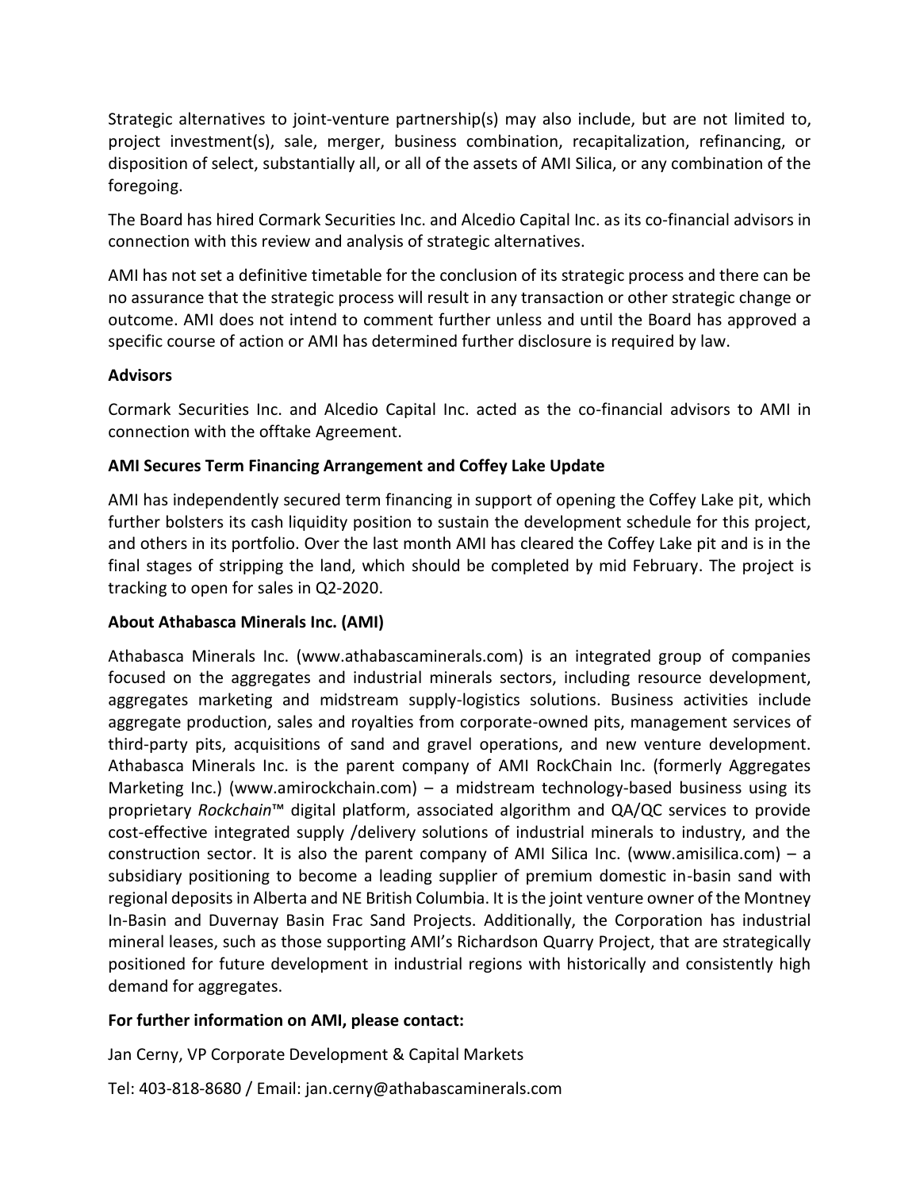Strategic alternatives to joint-venture partnership(s) may also include, but are not limited to, project investment(s), sale, merger, business combination, recapitalization, refinancing, or disposition of select, substantially all, or all of the assets of AMI Silica, or any combination of the foregoing.

The Board has hired Cormark Securities Inc. and Alcedio Capital Inc. as its co-financial advisors in connection with this review and analysis of strategic alternatives.

AMI has not set a definitive timetable for the conclusion of its strategic process and there can be no assurance that the strategic process will result in any transaction or other strategic change or outcome. AMI does not intend to comment further unless and until the Board has approved a specific course of action or AMI has determined further disclosure is required by law.

**Advisors**

Cormark Securities Inc. and Alcedio Capital Inc. acted as the co-financial advisors to AMI in connection with the offtake Agreement.

**AMI Secures Term Financing Arrangement and Coffey Lake Update**

AMI has independently secured term financing in support of opening the Coffey Lake pit, which further bolsters its cash liquidity position to sustain the development schedule for this project, and others in its portfolio. Over the last month AMI has cleared the Coffey Lake pit and is in the final stages of stripping the land, which should be completed by mid February. The project is tracking to open for sales in Q2-2020.

**About Athabasca Minerals Inc. (AMI)**

Athabasca Minerals Inc. (www.athabascaminerals.com) is an integrated group of companies focused on the aggregates and industrial minerals sectors, including resource development, aggregates marketing and midstream supply-logistics solutions. Business activities include aggregate production, sales and royalties from corporate-owned pits, management services of third-party pits, acquisitions of sand and gravel operations, and new venture development. Athabasca Minerals Inc. is the parent company of AMI RockChain Inc. (formerly Aggregates Marketing Inc.) (www.amirockchain.com) – a midstream technology-based business using its proprietary *Rockchain*™ digital platform, associated algorithm and QA/QC services to provide cost-effective integrated supply /delivery solutions of industrial minerals to industry, and the construction sector. It is also the parent company of AMI Silica Inc. (www.amisilica.com) – a subsidiary positioning to become a leading supplier of premium domestic in-basin sand with regional deposits in Alberta and NE British Columbia. It is the joint venture owner of the Montney In-Basin and Duvernay Basin Frac Sand Projects. Additionally, the Corporation has industrial mineral leases, such as those supporting AMI's Richardson Quarry Project, that are strategically positioned for future development in industrial regions with historically and consistently high demand for aggregates.

**For further information on AMI, please contact:**

Jan Cerny, VP Corporate Development & Capital Markets

Tel: 403-818-8680 / Email: jan.cerny@athabascaminerals.com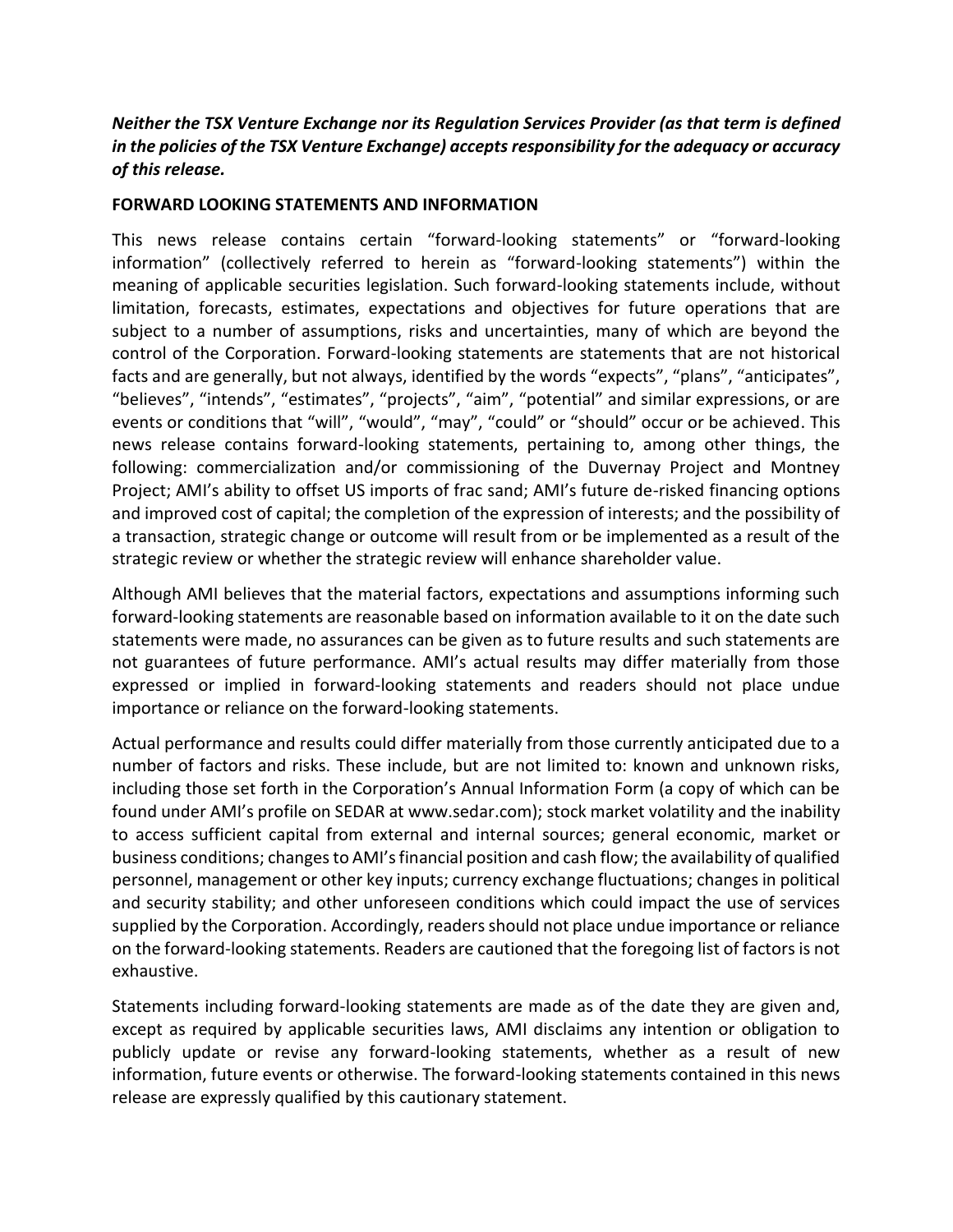***Neither the TSX Venture Exchange nor its Regulation Services Provider (as that term is defined in the policies of the TSX Venture Exchange) accepts responsibility for the adequacy or accuracy of this release.***

**FORWARD LOOKING STATEMENTS AND INFORMATION**

This news release contains certain "forward-looking statements" or "forward-looking information" (collectively referred to herein as "forward-looking statements") within the meaning of applicable securities legislation. Such forward-looking statements include, without limitation, forecasts, estimates, expectations and objectives for future operations that are subject to a number of assumptions, risks and uncertainties, many of which are beyond the control of the Corporation. Forward-looking statements are statements that are not historical facts and are generally, but not always, identified by the words "expects", "plans", "anticipates", "believes", "intends", "estimates", "projects", "aim", "potential" and similar expressions, or are events or conditions that "will", "would", "may", "could" or "should" occur or be achieved. This news release contains forward-looking statements, pertaining to, among other things, the following: commercialization and/or commissioning of the Duvernay Project and Montney Project; AMI's ability to offset US imports of frac sand; AMI's future de-risked financing options and improved cost of capital; the completion of the expression of interests; and the possibility of a transaction, strategic change or outcome will result from or be implemented as a result of the strategic review or whether the strategic review will enhance shareholder value.

Although AMI believes that the material factors, expectations and assumptions informing such forward-looking statements are reasonable based on information available to it on the date such statements were made, no assurances can be given as to future results and such statements are not guarantees of future performance. AMI's actual results may differ materially from those expressed or implied in forward-looking statements and readers should not place undue importance or reliance on the forward-looking statements.

Actual performance and results could differ materially from those currently anticipated due to a number of factors and risks. These include, but are not limited to: known and unknown risks, including those set forth in the Corporation's Annual Information Form (a copy of which can be found under AMI's profile on SEDAR at www.sedar.com); stock market volatility and the inability to access sufficient capital from external and internal sources; general economic, market or business conditions; changes to AMI's financial position and cash flow; the availability of qualified personnel, management or other key inputs; currency exchange fluctuations; changes in political and security stability; and other unforeseen conditions which could impact the use of services supplied by the Corporation. Accordingly, readers should not place undue importance or reliance on the forward-looking statements. Readers are cautioned that the foregoing list of factors is not exhaustive.

Statements including forward-looking statements are made as of the date they are given and, except as required by applicable securities laws, AMI disclaims any intention or obligation to publicly update or revise any forward-looking statements, whether as a result of new information, future events or otherwise. The forward-looking statements contained in this news release are expressly qualified by this cautionary statement.